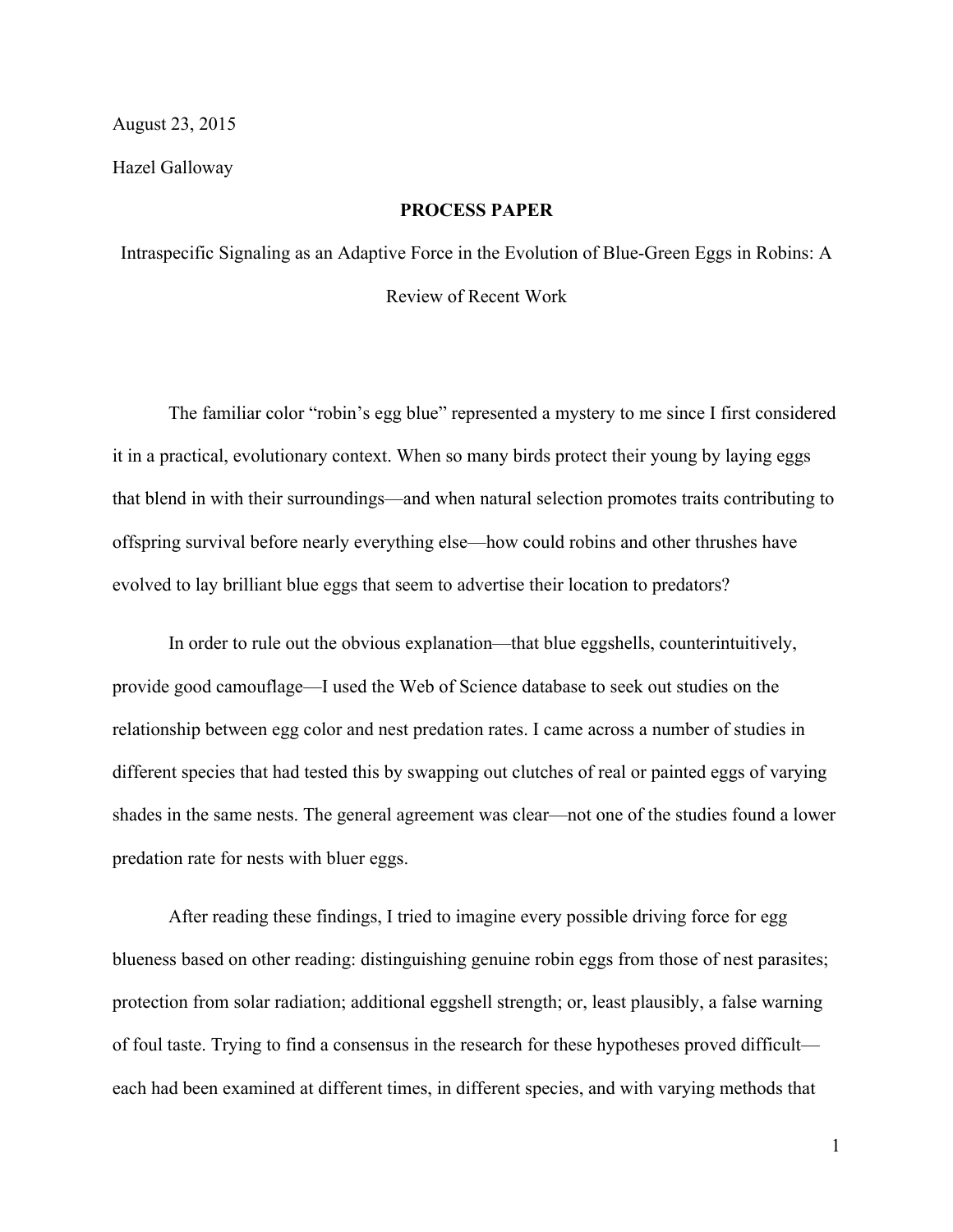August 23, 2015

Hazel Galloway

**PROCESS PAPER**

Intraspecific Signaling as an Adaptive Force in the Evolution of Blue-Green Eggs in Robins: A Review of Recent Work

The familiar color “robin’s egg blue” represented a mystery to me since I first considered it in a practical, evolutionary context. When so many birds protect their young by laying eggs that blend in with their surroundings—and when natural selection promotes traits contributing to offspring survival before nearly everything else—how could robins and other thrushes have evolved to lay brilliant blue eggs that seem to advertise their location to predators?

In order to rule out the obvious explanation—that blue eggshells, counterintuitively, provide good camouflage—I used the Web of Science database to seek out studies on the relationship between egg color and nest predation rates. I came across a number of studies in different species that had tested this by swapping out clutches of real or painted eggs of varying shades in the same nests. The general agreement was clear—not one of the studies found a lower predation rate for nests with bluer eggs.

After reading these findings, I tried to imagine every possible driving force for egg blueness based on other reading: distinguishing genuine robin eggs from those of nest parasites; protection from solar radiation; additional eggshell strength; or, least plausibly, a false warning of foul taste. Trying to find a consensus in the research for these hypotheses proved difficult—each had been examined at different times, in different species, and with varying methods that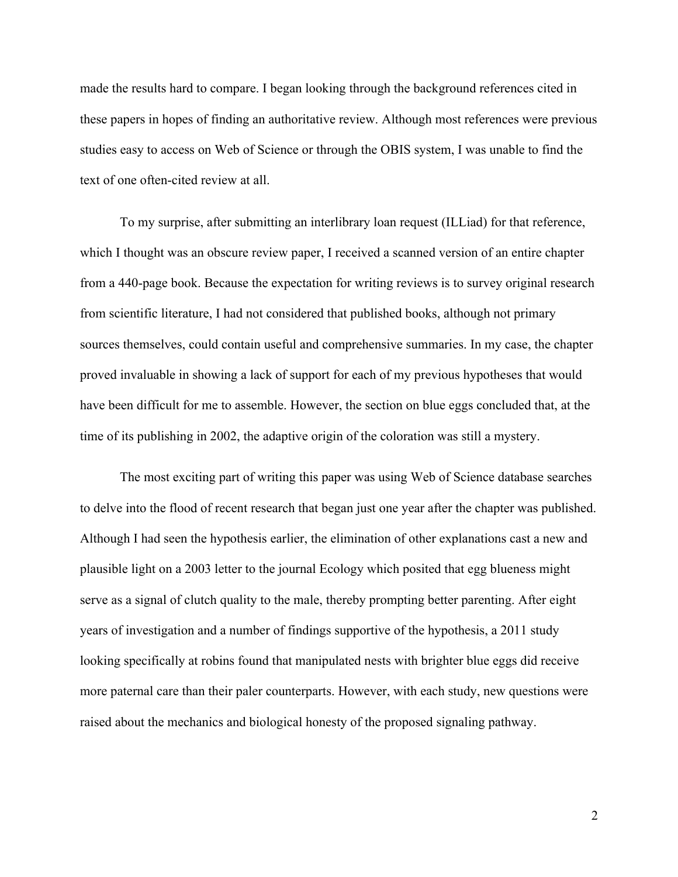made the results hard to compare. I began looking through the background references cited in these papers in hopes of finding an authoritative review. Although most references were previous studies easy to access on Web of Science or through the OBIS system, I was unable to find the text of one often-cited review at all.

To my surprise, after submitting an interlibrary loan request (ILLiad) for that reference, which I thought was an obscure review paper, I received a scanned version of an entire chapter from a 440-page book. Because the expectation for writing reviews is to survey original research from scientific literature, I had not considered that published books, although not primary sources themselves, could contain useful and comprehensive summaries. In my case, the chapter proved invaluable in showing a lack of support for each of my previous hypotheses that would have been difficult for me to assemble. However, the section on blue eggs concluded that, at the time of its publishing in 2002, the adaptive origin of the coloration was still a mystery.

The most exciting part of writing this paper was using Web of Science database searches to delve into the flood of recent research that began just one year after the chapter was published. Although I had seen the hypothesis earlier, the elimination of other explanations cast a new and plausible light on a 2003 letter to the journal Ecology which posited that egg blueness might serve as a signal of clutch quality to the male, thereby prompting better parenting. After eight years of investigation and a number of findings supportive of the hypothesis, a 2011 study looking specifically at robins found that manipulated nests with brighter blue eggs did receive more paternal care than their paler counterparts. However, with each study, new questions were raised about the mechanics and biological honesty of the proposed signaling pathway.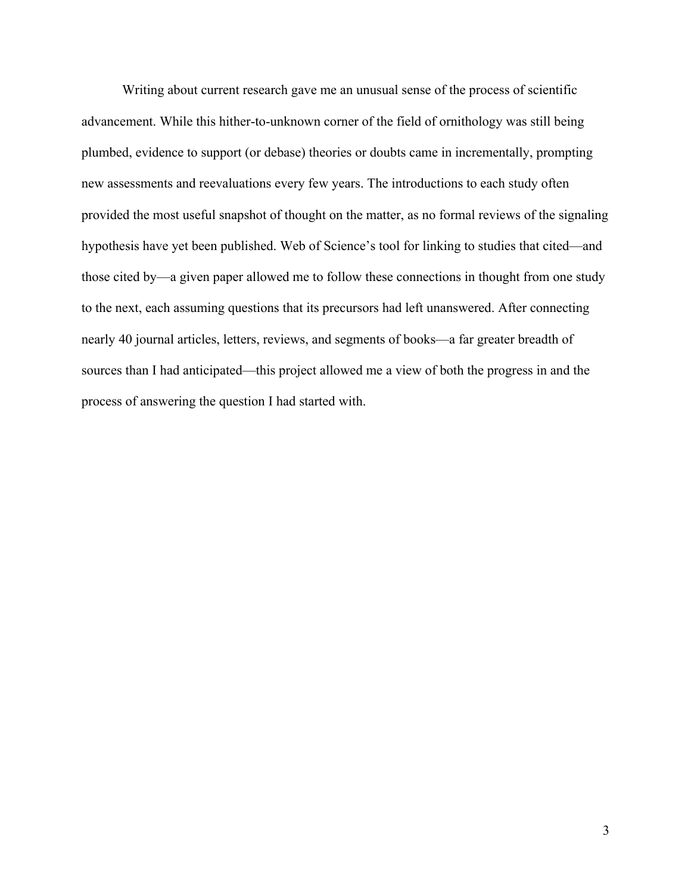Writing about current research gave me an unusual sense of the process of scientific advancement. While this hither-to-unknown corner of the field of ornithology was still being plumbed, evidence to support (or debase) theories or doubts came in incrementally, prompting new assessments and reevaluations every few years. The introductions to each study often provided the most useful snapshot of thought on the matter, as no formal reviews of the signaling hypothesis have yet been published. Web of Science's tool for linking to studies that cited—and those cited by—a given paper allowed me to follow these connections in thought from one study to the next, each assuming questions that its precursors had left unanswered. After connecting nearly 40 journal articles, letters, reviews, and segments of books—a far greater breadth of sources than I had anticipated—this project allowed me a view of both the progress in and the process of answering the question I had started with.